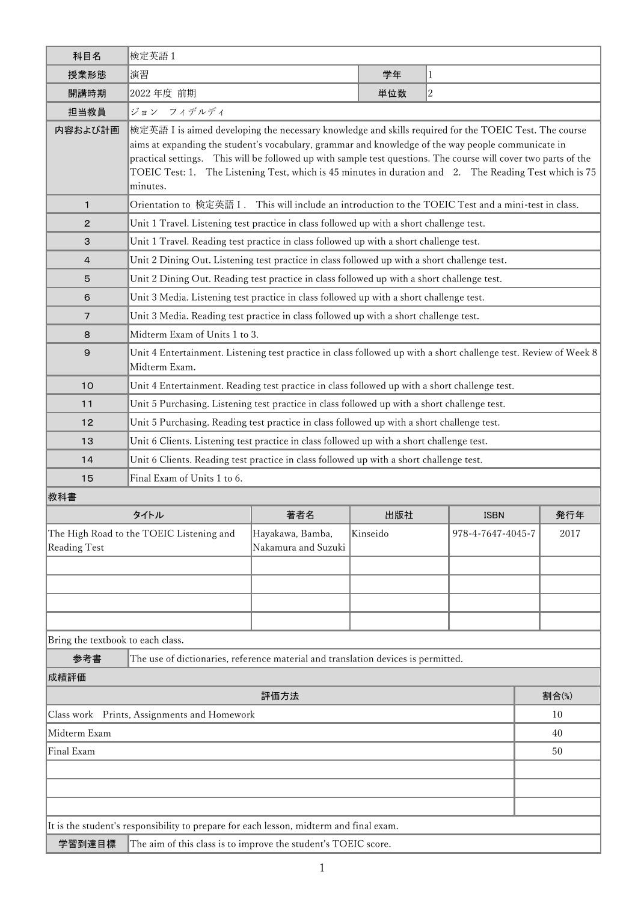| 科目名 | 検定英語 1 | | |
|---|---|---|---|
| 授業形態 | 演習 | 学年 | 1 |
| 開講時期 | 2022 年度 前期 | 単位数 | 2 |
| 担当教員 | ジョン フィデルディ | | |
| 内容および計画 | 検定英語 I is aimed developing the necessary knowledge and skills required for the TOEIC Test. The course aims at expanding the student's vocabulary, grammar and knowledge of the way people communicate in practical settings. This will be followed up with sample test questions. The course will cover two parts of the TOEIC Test: 1. The Listening Test, which is 45 minutes in duration and 2. The Reading Test which is 75 minutes. | | |
| 1 | Orientation to 検定英語 I . This will include an introduction to the TOEIC Test and a mini-test in class. | | |
| 2 | Unit 1 Travel. Listening test practice in class followed up with a short challenge test. | | |
| 3 | Unit 1 Travel. Reading test practice in class followed up with a short challenge test. | | |
| 4 | Unit 2 Dining Out. Listening test practice in class followed up with a short challenge test. | | |
| 5 | Unit 2 Dining Out. Reading test practice in class followed up with a short challenge test. | | |
| 6 | Unit 3 Media. Listening test practice in class followed up with a short challenge test. | | |
| 7 | Unit 3 Media. Reading test practice in class followed up with a short challenge test. | | |
| 8 | Midterm Exam of Units 1 to 3. | | |
| 9 | Unit 4 Entertainment. Listening test practice in class followed up with a short challenge test. Review of Week 8 Midterm Exam. | | |
| 10 | Unit 4 Entertainment. Reading test practice in class followed up with a short challenge test. | | |
| 11 | Unit 5 Purchasing. Listening test practice in class followed up with a short challenge test. | | |
| 12 | Unit 5 Purchasing. Reading test practice in class followed up with a short challenge test. | | |
| 13 | Unit 6 Clients. Listening test practice in class followed up with a short challenge test. | | |
| 14 | Unit 6 Clients. Reading test practice in class followed up with a short challenge test. | | |
| 15 | Final Exam of Units 1 to 6. | | |

**教科書**

| タイトル | 著者名 | 出版社 | ISBN | 発行年 |
|---|---|---|---|---|
| The High Road to the TOEIC Listening and Reading Test | Hayakawa, Bamba, Nakamura and Suzuki | Kinseido | 978-4-7647-4045-7 | 2017 |
| | | | | |
| | | | | |
| | | | | |
| | | | | |

Bring the textbook to each class.

| 参考書 | The use of dictionaries, reference material and translation devices is permitted. |
|---|---|

**成績評価**

| 評価方法 | 割合(%) |
|---|---|
| Class work Prints, Assignments and Homework | 10 |
| Midterm Exam | 40 |
| Final Exam | 50 |
| | |
| | |
| | |

It is the student's responsibility to prepare for each lesson, midterm and final exam.

| 学習到達目標 | The aim of this class is to improve the student's TOEIC score. |
|---|---|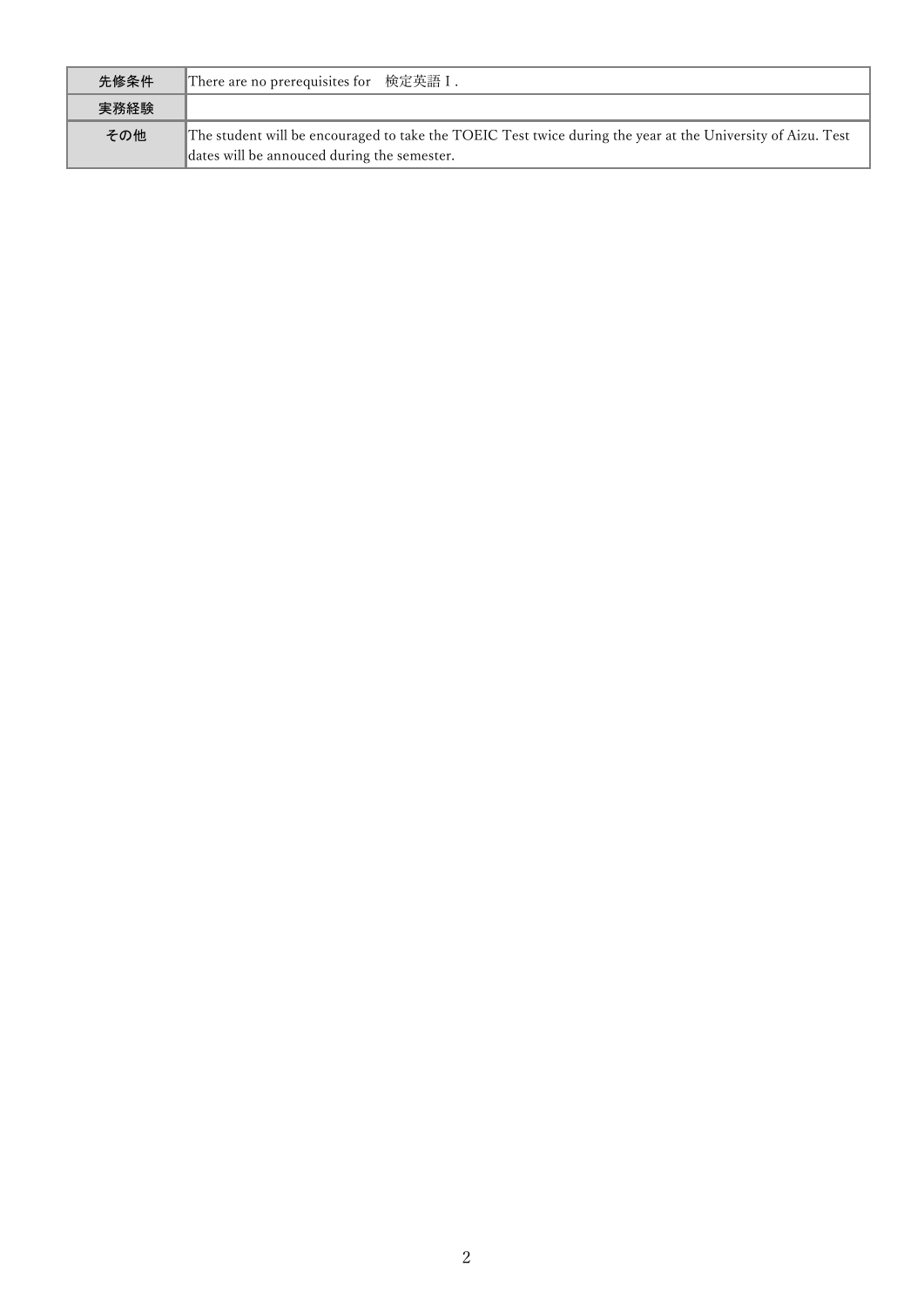| | |
|---|---|
| 先修条件 | There are no prerequisites for 検定英語Ⅰ. |
| 実務経験 | |
| その他 | The student will be encouraged to take the TOEIC Test twice during the year at the University of Aizu. Test dates will be annouced during the semester. |